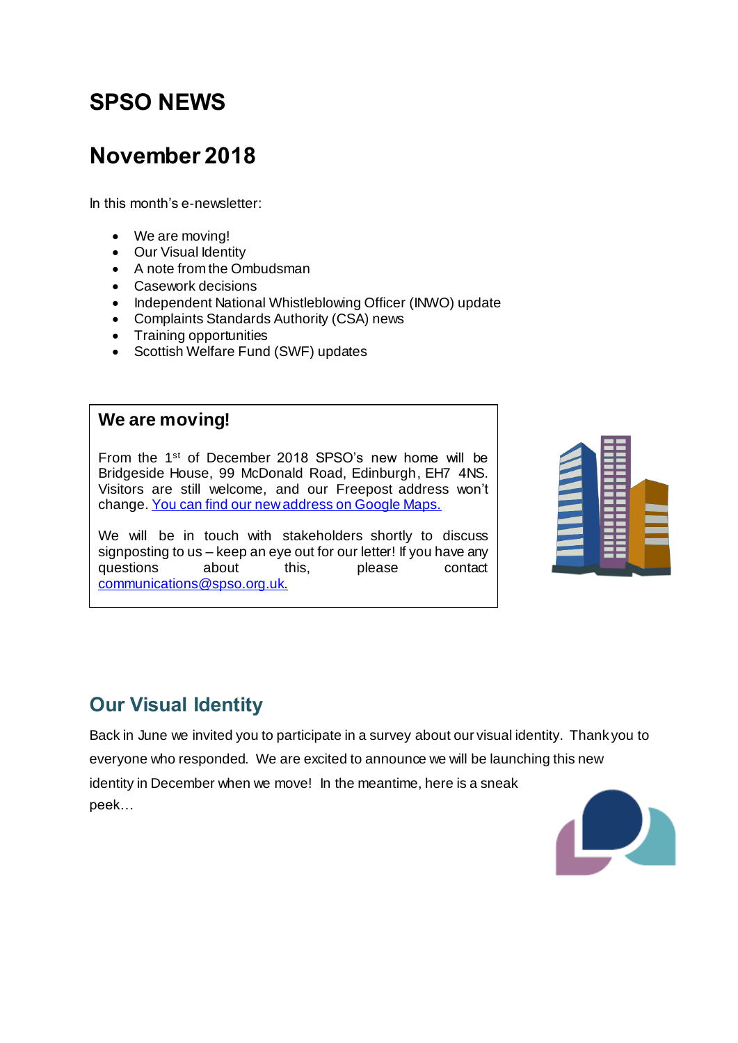# SPSO NEWS

## November 2018

In this month's e-newsletter:

- We are moving!
- Our Visual Identity
- A note from the Ombudsman
- Casework decisions
- Independent National Whistleblowing Officer (INWO) update
- Complaints Standards Authority (CSA) news
- Training opportunities
- Scottish Welfare Fund (SWF) updates

### We are moving!

From the 1st of December 2018 SPSO's new home will be Bridgeside House, 99 McDonald Road, Edinburgh, EH7 4NS. Visitors are still welcome, and our Freepost address won't change. [You can find our new address on Google Maps.]()

We will be in touch with stakeholders shortly to discuss signposting to us – keep an eye out for our letter! If you have any questions about this, please contact [communications@spso.org.uk]().

## Our Visual Identity

Back in June we invited you to participate in a survey about our visual identity. Thank you to everyone who responded. We are excited to announce we will be launching this new identity in December when we move! In the meantime, here is a sneak peek…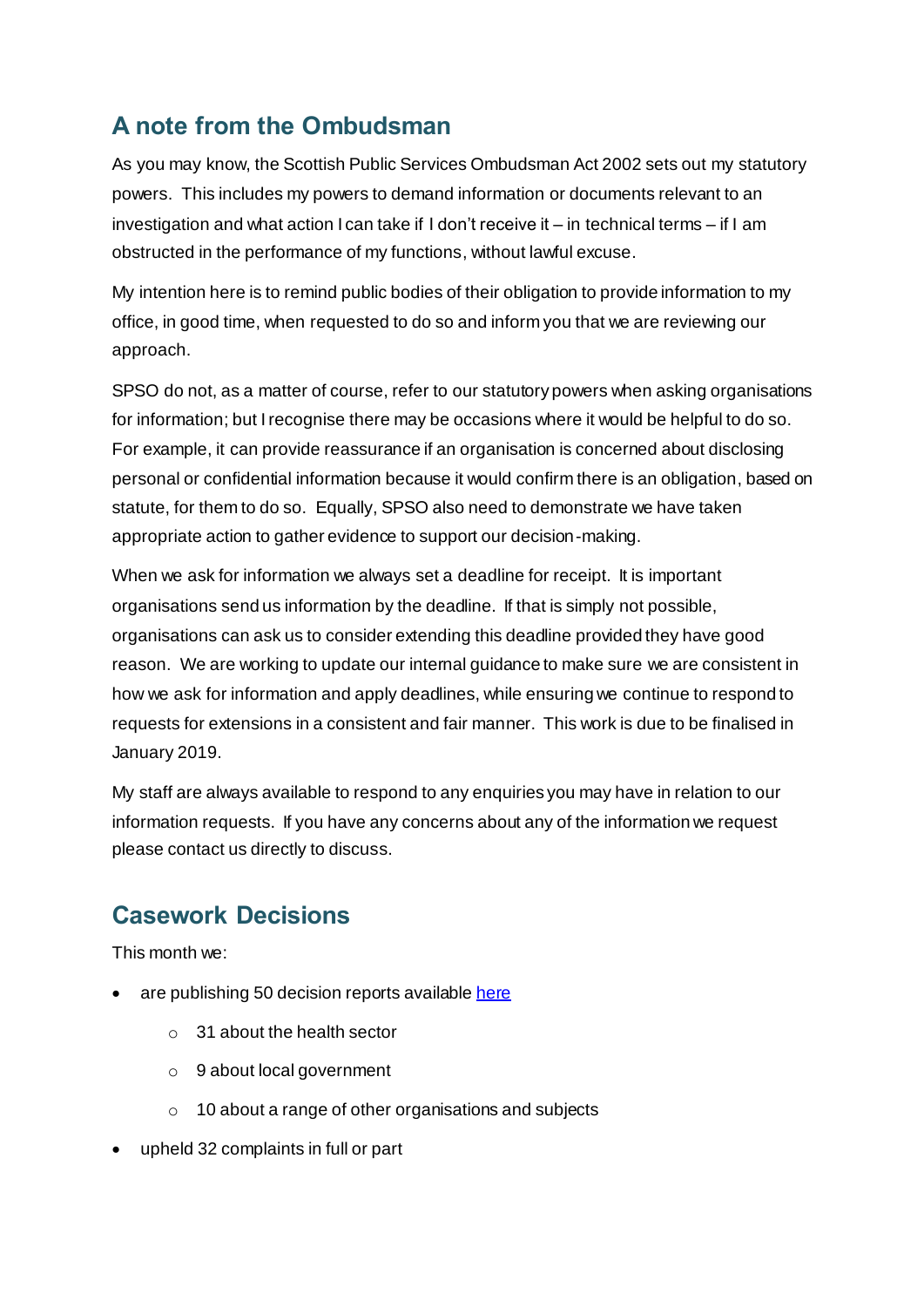## A note from the Ombudsman

As you may know, the Scottish Public Services Ombudsman Act 2002 sets out my statutory powers. This includes my powers to demand information or documents relevant to an investigation and what action I can take if I don't receive it – in technical terms – if I am obstructed in the performance of my functions, without lawful excuse.

My intention here is to remind public bodies of their obligation to provide information to my office, in good time, when requested to do so and inform you that we are reviewing our approach.

SPSO do not, as a matter of course, refer to our statutory powers when asking organisations for information; but I recognise there may be occasions where it would be helpful to do so. For example, it can provide reassurance if an organisation is concerned about disclosing personal or confidential information because it would confirm there is an obligation, based on statute, for them to do so. Equally, SPSO also need to demonstrate we have taken appropriate action to gather evidence to support our decision-making.

When we ask for information we always set a deadline for receipt. It is important organisations send us information by the deadline. If that is simply not possible, organisations can ask us to consider extending this deadline provided they have good reason. We are working to update our internal guidance to make sure we are consistent in how we ask for information and apply deadlines, while ensuring we continue to respond to requests for extensions in a consistent and fair manner. This work is due to be finalised in January 2019.

My staff are always available to respond to any enquiries you may have in relation to our information requests. If you have any concerns about any of the information we request please contact us directly to discuss.

## Casework Decisions

This month we:

- are publishing 50 decision reports available [here]
  - 31 about the health sector
  - 9 about local government
  - 10 about a range of other organisations and subjects
- upheld 32 complaints in full or part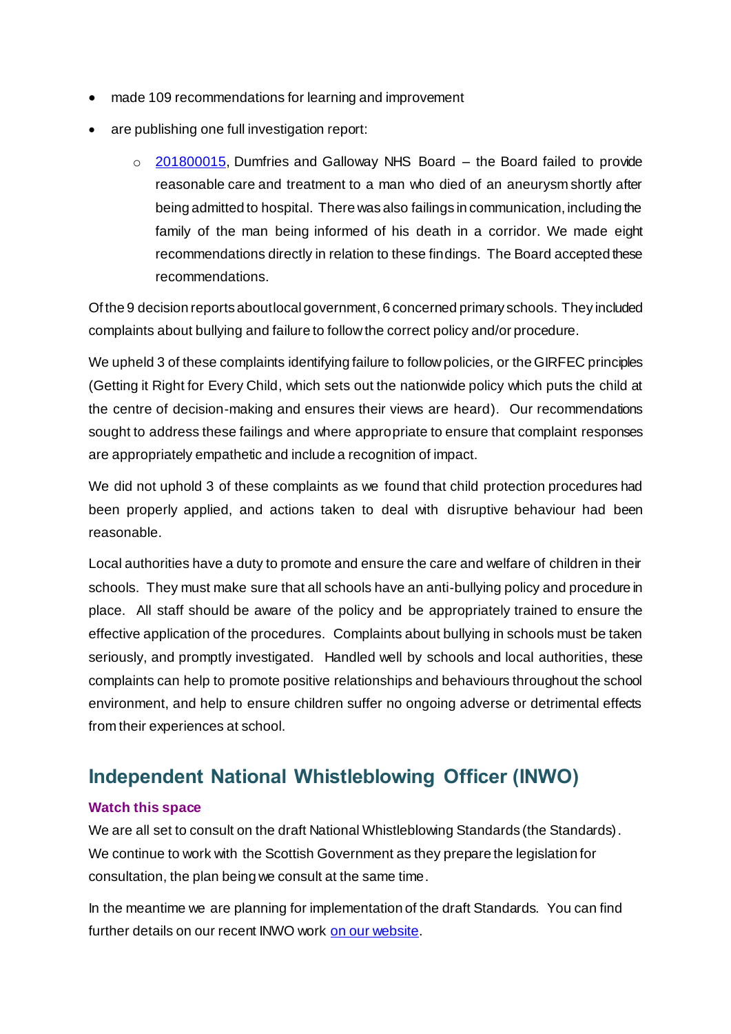- made 109 recommendations for learning and improvement
- are publishing one full investigation report:
    - [201800015](), Dumfries and Galloway NHS Board – the Board failed to provide reasonable care and treatment to a man who died of an aneurysm shortly after being admitted to hospital. There was also failings in communication, including the family of the man being informed of his death in a corridor. We made eight recommendations directly in relation to these findings. The Board accepted these recommendations.

Of the 9 decision reports about local government, 6 concerned primary schools. They included complaints about bullying and failure to follow the correct policy and/or procedure.

We upheld 3 of these complaints identifying failure to follow policies, or the GIRFEC principles (Getting it Right for Every Child, which sets out the nationwide policy which puts the child at the centre of decision-making and ensures their views are heard). Our recommendations sought to address these failings and where appropriate to ensure that complaint responses are appropriately empathetic and include a recognition of impact.

We did not uphold 3 of these complaints as we found that child protection procedures had been properly applied, and actions taken to deal with disruptive behaviour had been reasonable.

Local authorities have a duty to promote and ensure the care and welfare of children in their schools. They must make sure that all schools have an anti-bullying policy and procedure in place. All staff should be aware of the policy and be appropriately trained to ensure the effective application of the procedures. Complaints about bullying in schools must be taken seriously, and promptly investigated. Handled well by schools and local authorities, these complaints can help to promote positive relationships and behaviours throughout the school environment, and help to ensure children suffer no ongoing adverse or detrimental effects from their experiences at school.

## Independent National Whistleblowing Officer (INWO)

### Watch this space

We are all set to consult on the draft National Whistleblowing Standards (the Standards). We continue to work with the Scottish Government as they prepare the legislation for consultation, the plan being we consult at the same time.

In the meantime we are planning for implementation of the draft Standards. You can find further details on our recent INWO work [on our website]().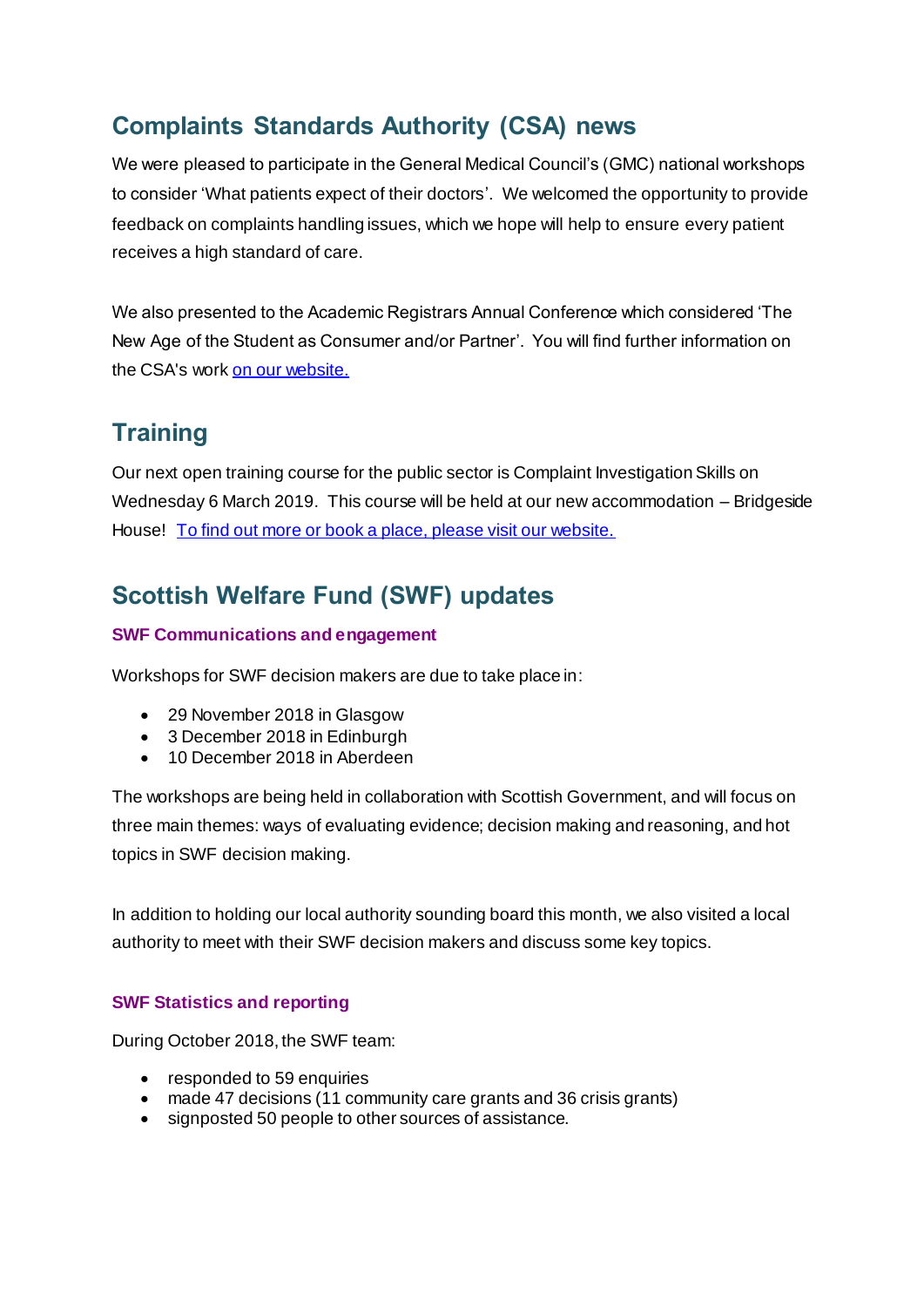## Complaints Standards Authority (CSA) news

We were pleased to participate in the General Medical Council's (GMC) national workshops to consider 'What patients expect of their doctors'. We welcomed the opportunity to provide feedback on complaints handling issues, which we hope will help to ensure every patient receives a high standard of care.

We also presented to the Academic Registrars Annual Conference which considered 'The New Age of the Student as Consumer and/or Partner'. You will find further information on the CSA's work on our website.

## Training

Our next open training course for the public sector is Complaint Investigation Skills on Wednesday 6 March 2019. This course will be held at our new accommodation – Bridgeside House! To find out more or book a place, please visit our website.

## Scottish Welfare Fund (SWF) updates

### SWF Communications and engagement

Workshops for SWF decision makers are due to take place in:

- 29 November 2018 in Glasgow
- 3 December 2018 in Edinburgh
- 10 December 2018 in Aberdeen

The workshops are being held in collaboration with Scottish Government, and will focus on three main themes: ways of evaluating evidence; decision making and reasoning, and hot topics in SWF decision making.

In addition to holding our local authority sounding board this month, we also visited a local authority to meet with their SWF decision makers and discuss some key topics.

### SWF Statistics and reporting

During October 2018, the SWF team:

- responded to 59 enquiries
- made 47 decisions (11 community care grants and 36 crisis grants)
- signposted 50 people to other sources of assistance.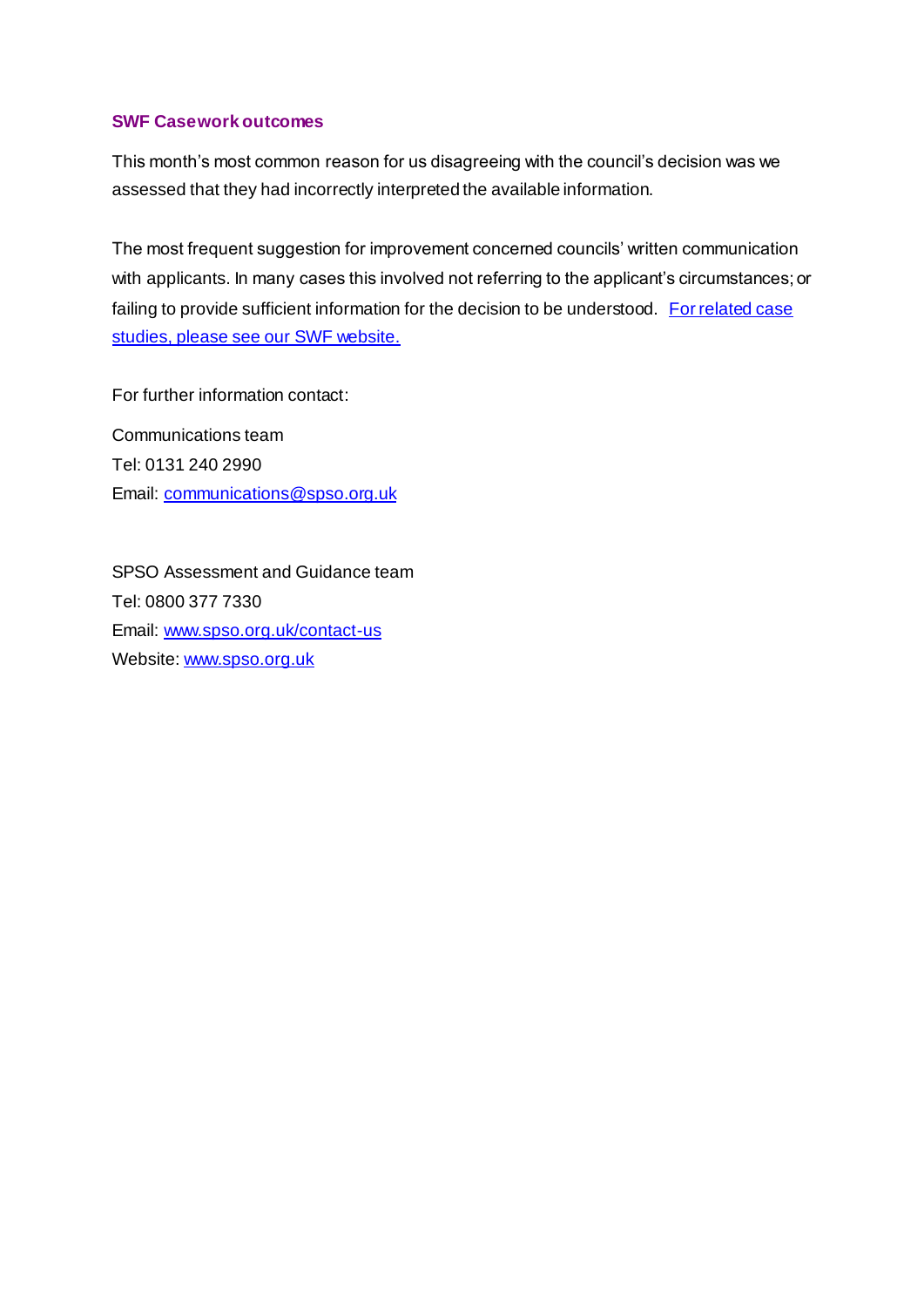## SWF Casework outcomes

This month's most common reason for us disagreeing with the council's decision was we assessed that they had incorrectly interpreted the available information.

The most frequent suggestion for improvement concerned councils' written communication with applicants. In many cases this involved not referring to the applicant's circumstances; or failing to provide sufficient information for the decision to be understood. For related case studies, please see our SWF website.

For further information contact:

Communications team
Tel: 0131 240 2990
Email: communications@spso.org.uk

SPSO Assessment and Guidance team
Tel: 0800 377 7330
Email: www.spso.org.uk/contact-us
Website: www.spso.org.uk